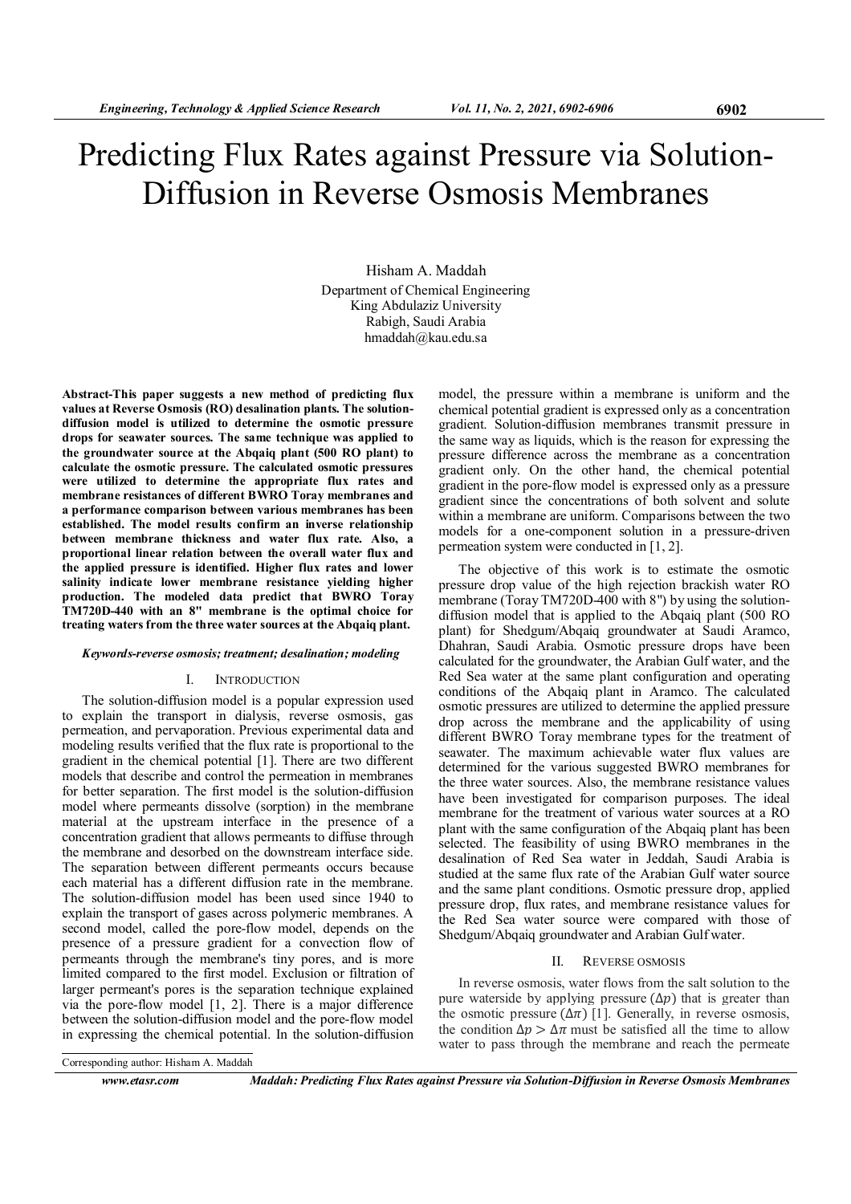# Predicting Flux Rates against Pressure via Solution-Diffusion in Reverse Osmosis Membranes

Hisham A. Maddah
Department of Chemical Engineering
King Abdulaziz University
Rabigh, Saudi Arabia
hmaddah@kau.edu.sa

**Abstract-This paper suggests a new method of predicting flux values at Reverse Osmosis (RO) desalination plants. The solution-diffusion model is utilized to determine the osmotic pressure drops for seawater sources. The same technique was applied to the groundwater source at the Abqaiq plant (500 RO plant) to calculate the osmotic pressure. The calculated osmotic pressures were utilized to determine the appropriate flux rates and membrane resistances of different BWRO Toray membranes and a performance comparison between various membranes has been established. The model results confirm an inverse relationship between membrane thickness and water flux rate. Also, a proportional linear relation between the overall water flux and the applied pressure is identified. Higher flux rates and lower salinity indicate lower membrane resistance yielding higher production. The modeled data predict that BWRO Toray TM720D-440 with an 8" membrane is the optimal choice for treating waters from the three water sources at the Abqaiq plant.**

***Keywords-reverse osmosis; treatment; desalination; modeling***

## I. Introduction

The solution-diffusion model is a popular expression used to explain the transport in dialysis, reverse osmosis, gas permeation, and pervaporation. Previous experimental data and modeling results verified that the flux rate is proportional to the gradient in the chemical potential [1]. There are two different models that describe and control the permeation in membranes for better separation. The first model is the solution-diffusion model where permeants dissolve (sorption) in the membrane material at the upstream interface in the presence of a concentration gradient that allows permeants to diffuse through the membrane and desorbed on the downstream interface side. The separation between different permeants occurs because each material has a different diffusion rate in the membrane. The solution-diffusion model has been used since 1940 to explain the transport of gases across polymeric membranes. A second model, called the pore-flow model, depends on the presence of a pressure gradient for a convection flow of permeants through the membrane's tiny pores, and is more limited compared to the first model. Exclusion or filtration of larger permeant's pores is the separation technique explained via the pore-flow model [1, 2]. There is a major difference between the solution-diffusion model and the pore-flow model in expressing the chemical potential. In the solution-diffusion model, the pressure within a membrane is uniform and the chemical potential gradient is expressed only as a concentration gradient. Solution-diffusion membranes transmit pressure in the same way as liquids, which is the reason for expressing the pressure difference across the membrane as a concentration gradient only. On the other hand, the chemical potential gradient in the pore-flow model is expressed only as a pressure gradient since the concentrations of both solvent and solute within a membrane are uniform. Comparisons between the two models for a one-component solution in a pressure-driven permeation system were conducted in [1, 2].

The objective of this work is to estimate the osmotic pressure drop value of the high rejection brackish water RO membrane (Toray TM720D-400 with 8") by using the solution-diffusion model that is applied to the Abqaiq plant (500 RO plant) for Shedgum/Abqaiq groundwater at Saudi Aramco, Dhahran, Saudi Arabia. Osmotic pressure drops have been calculated for the groundwater, the Arabian Gulf water, and the Red Sea water at the same plant configuration and operating conditions of the Abqaiq plant in Aramco. The calculated osmotic pressures are utilized to determine the applied pressure drop across the membrane and the applicability of using different BWRO Toray membrane types for the treatment of seawater. The maximum achievable water flux values are determined for the various suggested BWRO membranes for the three water sources. Also, the membrane resistance values have been investigated for comparison purposes. The ideal membrane for the treatment of various water sources at a RO plant with the same configuration of the Abqaiq plant has been selected. The feasibility of using BWRO membranes in the desalination of Red Sea water in Jeddah, Saudi Arabia is studied at the same flux rate of the Arabian Gulf water source and the same plant conditions. Osmotic pressure drop, applied pressure drop, flux rates, and membrane resistance values for the Red Sea water source were compared with those of Shedgum/Abqaiq groundwater and Arabian Gulf water.

## II. Reverse Osmosis

In reverse osmosis, water flows from the salt solution to the pure waterside by applying pressure ($\Delta p$) that is greater than the osmotic pressure ($\Delta \pi$) [1]. Generally, in reverse osmosis, the condition $\Delta p > \Delta \pi$ must be satisfied all the time to allow water to pass through the membrane and reach the permeate

Corresponding author: Hisham A. Maddah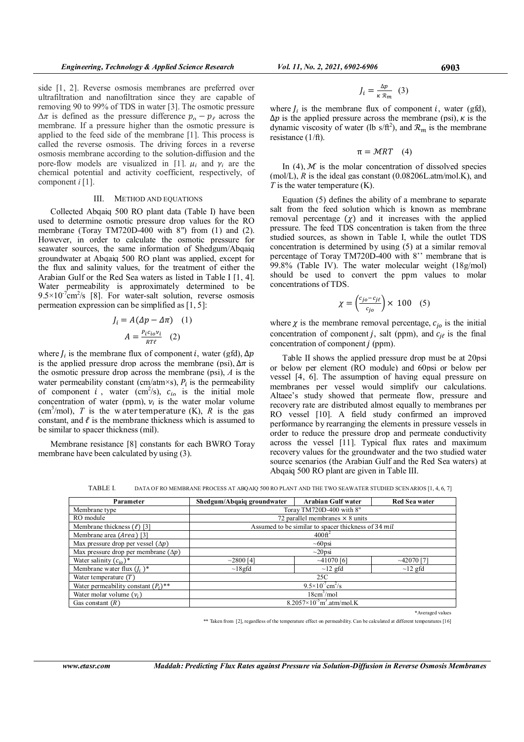side [1, 2]. Reverse osmosis membranes are preferred over ultrafiltration and nanofiltration since they are capable of removing 90 to 99% of TDS in water [3]. The osmotic pressure $\Delta\pi$ is defined as the pressure difference $p_o - p_\ell$ across the membrane. If a pressure higher than the osmotic pressure is applied to the feed side of the membrane [1]. This process is called the reverse osmosis. The driving forces in a reverse osmosis membrane according to the solution-diffusion and the pore-flow models are visualized in [1]. $\mu_i$ and $\gamma_i$ are the chemical potential and activity coefficient, respectively, of component $i$ [1].

## III. METHOD AND EQUATIONS

Collected Abqaiq 500 RO plant data (Table I) have been used to determine osmotic pressure drop values for the RO membrane (Toray TM720D-400 with 8") from (1) and (2). However, in order to calculate the osmotic pressure for seawater sources, the same information of Shedgum/Abqaiq groundwater at Abqaiq 500 RO plant was applied, except for the flux and salinity values, for the treatment of either the Arabian Gulf or the Red Sea waters as listed in Table I [1, 4]. Water permeability is approximately determined to be $9.5\times10^{-7}$cm$^2$/s [8]. For water-salt solution, reverse osmosis permeation expression can be simplified as [1, 5]:

$$J_i = A(\Delta p - \Delta\pi) \quad (1)$$

$$A = \frac{P_i c_{io} v_i}{RT\ell} \quad (2)$$

where $J_i$ is the membrane flux of component $i$, water (gfd), $\Delta p$ is the applied pressure drop across the membrane (psi), $\Delta\pi$ is the osmotic pressure drop across the membrane (psi), $A$ is the water permeability constant (cm/atm×s), $P_i$ is the permeability of component $i$, water (cm$^2$/s), $c_{io}$ is the initial mole concentration of water (ppm), $v_i$ is the water molar volume (cm$^3$/mol), $T$ is the water temperature (K), $R$ is the gas constant, and $\ell$ is the membrane thickness which is assumed to be similar to spacer thickness (mil).

Membrane resistance [8] constants for each BWRO Toray membrane have been calculated by using (3).

$$J_i = \frac{\Delta p}{\kappa\, \mathcal{R}_m} \quad (3)$$

where $J_i$ is the membrane flux of component $i$, water (gfd), $\Delta p$ is the applied pressure across the membrane (psi), $\kappa$ is the dynamic viscosity of water (lb s/ft$^2$), and $\mathcal{R}_m$ is the membrane resistance (1/ft).

$$\pi = \mathcal{M}RT \quad (4)$$

In (4), $\mathcal{M}$ is the molar concentration of dissolved species (mol/L), $R$ is the ideal gas constant (0.08206L.atm/mol.K), and $T$ is the water temperature (K).

Equation (5) defines the ability of a membrane to separate salt from the feed solution which is known as membrane removal percentage ($\chi$) and it increases with the applied pressure. The feed TDS concentration is taken from the three studied sources, as shown in Table I, while the outlet TDS concentration is determined by using (5) at a similar removal percentage of Toray TM720D-400 with 8'' membrane that is 99.8% (Table IV). The water molecular weight (18g/mol) should be used to convert the ppm values to molar concentrations of TDS.

$$\chi = \left(\frac{c_{jo} - c_{j\ell}}{c_{jo}}\right)\times 100 \quad (5)$$

where $\chi$ is the membrane removal percentage, $c_{jo}$ is the initial concentration of component $j$, salt (ppm), and $c_{j\ell}$ is the final concentration of component $j$ (ppm).

Table II shows the applied pressure drop must be at 20psi or below per element (RO module) and 60psi or below per vessel [4, 6]. The assumption of having equal pressure on membranes per vessel would simplify our calculations. Altaee's study showed that permeate flow, pressure and recovery rate are distributed almost equally to membranes per RO vessel [10]. A field study confirmed an improved performance by rearranging the elements in pressure vessels in order to reduce the pressure drop and permeate conductivity across the vessel [11]. Typical flux rates and maximum recovery values for the groundwater and the two studied water source scenarios (the Arabian Gulf and the Red Sea waters) at Abqaiq 500 RO plant are given in Table III.

TABLE I. DATA OF RO MEMBRANE PROCESS AT ABQAIQ 500 RO PLANT AND THE TWO SEAWATER STUDIED SCENARIOS [1, 4, 6, 7]

| Parameter | Shedgum/Abqaiq groundwater | Arabian Gulf water | Red Sea water |
|---|---|---|---|
| Membrane type | Toray TM720D-400 with 8" | | |
| RO module | 72 parallel membranes × 8 units | | |
| Membrane thickness ($\ell$) [3] | Assumed to be similar to spacer thickness of 34 $mil$ | | |
| Membrane area ($Area$) [3] | 400ft$^2$ | | |
| Max pressure drop per vessel ($\Delta p$) | ~60psi | | |
| Max pressure drop per membrane ($\Delta p$) | ~20psi | | |
| Water salinity ($c_{io}$)* | ~2800 [4] | ~41070 [6] | ~42070 [7] |
| Membrane water flux ($J_i$)* | ~18gfd | ~12 gfd | ~12 gfd |
| Water temperature ($T$) | 25C | | |
| Water permeability constant ($P_i$)** | $9.5\times10^{-7}$cm$^2$/s | | |
| Water molar volume ($v_i$) | 18cm$^3$/mol | | |
| Gas constant ($R$) | $8.2057\times10^{-5}$m$^3$.atm/mol.K | | |

*Averaged values

** Taken from [2], regardless of the temperature effect on permeability. Can be calculated at different temperatures [16]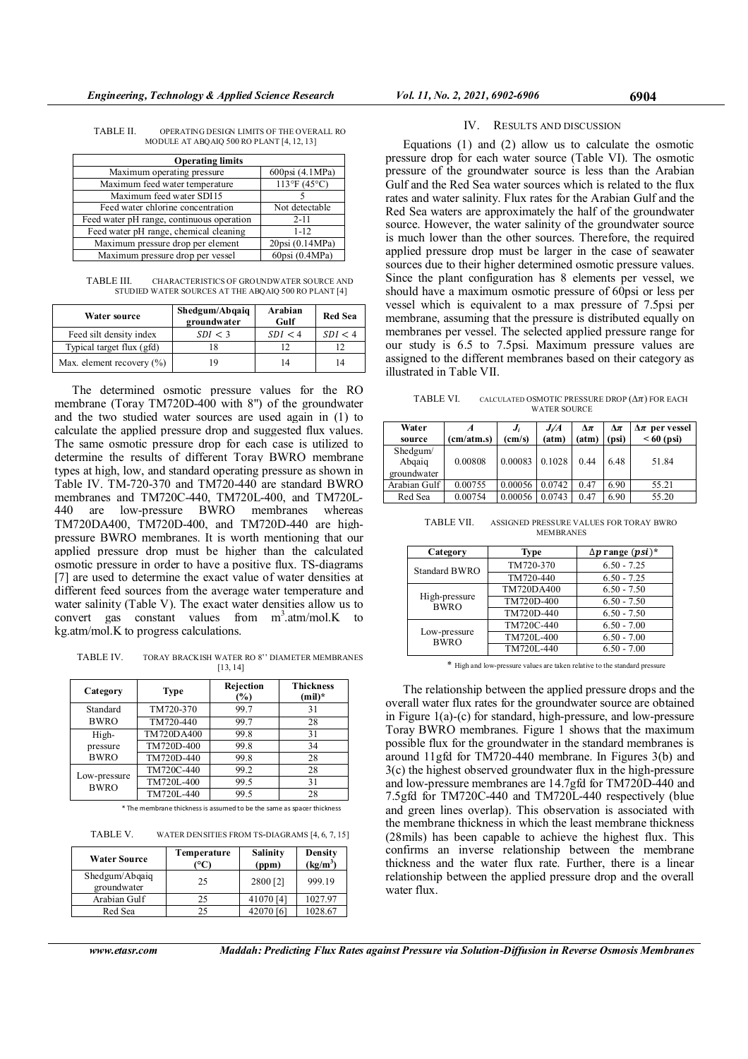TABLE II. OPERATING DESIGN LIMITS OF THE OVERALL RO MODULE AT ABQAIQ 500 RO PLANT [4, 12, 13]

| Operating limits | |
|---|---|
| Maximum operating pressure | 600psi (4.1MPa) |
| Maximum feed water temperature | 113°F (45°C) |
| Maximum feed water SDI15 | 5 |
| Feed water chlorine concentration | Not detectable |
| Feed water pH range, continuous operation | 2-11 |
| Feed water pH range, chemical cleaning | 1-12 |
| Maximum pressure drop per element | 20psi (0.14MPa) |
| Maximum pressure drop per vessel | 60psi (0.4MPa) |

TABLE III. CHARACTERISTICS OF GROUNDWATER SOURCE AND STUDIED WATER SOURCES AT THE ABQAIQ 500 RO PLANT [4]

| Water source | Shedgum/Abqaiq groundwater | Arabian Gulf | Red Sea |
|---|---|---|---|
| Feed silt density index | $SDI < 3$ | $SDI < 4$ | $SDI < 4$ |
| Typical target flux (gfd) | 18 | 12 | 12 |
| Max. element recovery (%) | 19 | 14 | 14 |

The determined osmotic pressure values for the RO membrane (Toray TM720D-400 with 8") of the groundwater and the two studied water sources are used again in (1) to calculate the applied pressure drop and suggested flux values. The same osmotic pressure drop for each case is utilized to determine the results of different Toray BWRO membrane types at high, low, and standard operating pressure as shown in Table IV. TM-720-370 and TM720-440 are standard BWRO membranes and TM720C-440, TM720L-400, and TM720L-440 are low-pressure BWRO membranes whereas TM720DA400, TM720D-400, and TM720D-440 are high-pressure BWRO membranes. It is worth mentioning that our applied pressure drop must be higher than the calculated osmotic pressure in order to have a positive flux. TS-diagrams [7] are used to determine the exact value of water densities at different feed sources from the average water temperature and water salinity (Table V). The exact water densities allow us to convert gas constant values from $m^3$.atm/mol.K to kg.atm/mol.K to progress calculations.

TABLE IV. TORAY BRACKISH WATER RO 8'' DIAMETER MEMBRANES [13, 14]

| Category | Type | Rejection (%) | Thickness (mil)* |
|---|---|---|---|
| Standard BWRO | TM720-370 | 99.7 | 31 |
| | TM720-440 | 99.7 | 28 |
| High-pressure BWRO | TM720DA400 | 99.8 | 31 |
| | TM720D-400 | 99.8 | 34 |
| | TM720D-440 | 99.8 | 28 |
| Low-pressure BWRO | TM720C-440 | 99.2 | 28 |
| | TM720L-400 | 99.5 | 31 |
| | TM720L-440 | 99.5 | 28 |

\* The membrane thickness is assumed to be the same as spacer thickness

TABLE V. WATER DENSITIES FROM TS-DIAGRAMS [4, 6, 7, 15]

| Water Source | Temperature (°C) | Salinity (ppm) | Density (kg/m$^3$) |
|---|---|---|---|
| Shedgum/Abqaiq groundwater | 25 | 2800 [2] | 999.19 |
| Arabian Gulf | 25 | 41070 [4] | 1027.97 |
| Red Sea | 25 | 42070 [6] | 1028.67 |

## IV. RESULTS AND DISCUSSION

Equations (1) and (2) allow us to calculate the osmotic pressure drop for each water source (Table VI). The osmotic pressure of the groundwater source is less than the Arabian Gulf and the Red Sea water sources which is related to the flux rates and water salinity. Flux rates for the Arabian Gulf and the Red Sea waters are approximately the half of the groundwater source. However, the water salinity of the groundwater source is much lower than the other sources. Therefore, the required applied pressure drop must be larger in the case of seawater sources due to their higher determined osmotic pressure values. Since the plant configuration has 8 elements per vessel, we should have a maximum osmotic pressure of 60psi or less per vessel which is equivalent to a max pressure of 7.5psi per membrane, assuming that the pressure is distributed equally on membranes per vessel. The selected applied pressure range for our study is 6.5 to 7.5psi. Maximum pressure values are assigned to the different membranes based on their category as illustrated in Table VII.

TABLE VI. CALCULATED OSMOTIC PRESSURE DROP ($\Delta\pi$) FOR EACH WATER SOURCE

| Water source | $A$ (cm/atm.s) | $J_i$ (cm/s) | $J_i/A$ (atm) | $\Delta\pi$ (atm) | $\Delta\pi$ (psi) | $\Delta\pi$ per vessel < 60 (psi) |
|---|---|---|---|---|---|---|
| Shedgum/ Abqaiq groundwater | 0.00808 | 0.00083 | 0.1028 | 0.44 | 6.48 | 51.84 |
| Arabian Gulf | 0.00755 | 0.00056 | 0.0742 | 0.47 | 6.90 | 55.21 |
| Red Sea | 0.00754 | 0.00056 | 0.0743 | 0.47 | 6.90 | 55.20 |

TABLE VII. ASSIGNED PRESSURE VALUES FOR TORAY BWRO MEMBRANES

| Category | Type | $\Delta p$ range $(psi)$* |
|---|---|---|
| Standard BWRO | TM720-370 | 6.50 - 7.25 |
| | TM720-440 | 6.50 - 7.25 |
| High-pressure BWRO | TM720DA400 | 6.50 - 7.50 |
| | TM720D-400 | 6.50 - 7.50 |
| | TM720D-440 | 6.50 - 7.50 |
| Low-pressure BWRO | TM720C-440 | 6.50 - 7.00 |
| | TM720L-400 | 6.50 - 7.00 |
| | TM720L-440 | 6.50 - 7.00 |

\* High and low-pressure values are taken relative to the standard pressure

The relationship between the applied pressure drops and the overall water flux rates for the groundwater source are obtained in Figure 1(a)-(c) for standard, high-pressure, and low-pressure Toray BWRO membranes. Figure 1 shows that the maximum possible flux for the groundwater in the standard membranes is around 11gfd for TM720-440 membrane. In Figures 3(b) and 3(c) the highest observed groundwater flux in the high-pressure and low-pressure membranes are 14.7gfd for TM720D-440 and 7.5gfd for TM720C-440 and TM720L-440 respectively (blue and green lines overlap). This observation is associated with the membrane thickness in which the least membrane thickness (28mils) has been capable to achieve the highest flux. This confirms an inverse relationship between the membrane thickness and the water flux rate. Further, there is a linear relationship between the applied pressure drop and the overall water flux.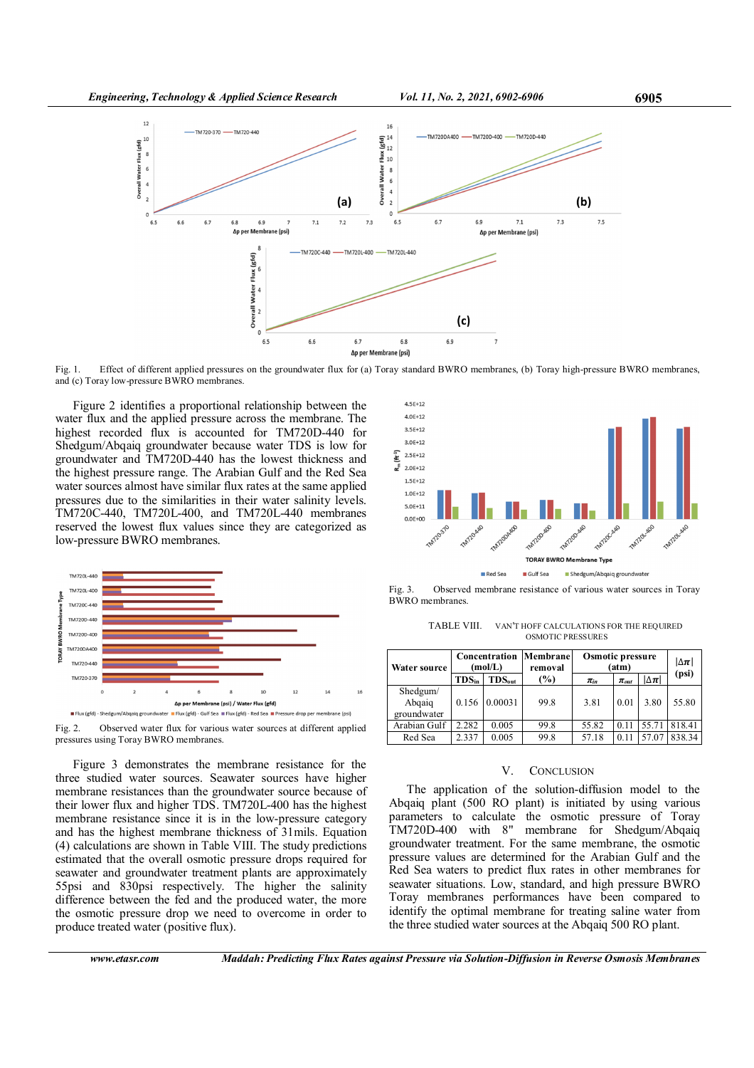Fig. 1. Effect of different applied pressures on the groundwater flux for (a) Toray standard BWRO membranes, (b) Toray high-pressure BWRO membranes, and (c) Toray low-pressure BWRO membranes.

Figure 2 identifies a proportional relationship between the water flux and the applied pressure across the membrane. The highest recorded flux is accounted for TM720D-440 for Shedgum/Abqaiq groundwater because water TDS is low for groundwater and TM720D-440 has the lowest thickness and the highest pressure range. The Arabian Gulf and the Red Sea water sources almost have similar flux rates at the same applied pressures due to the similarities in their water salinity levels. TM720C-440, TM720L-400, and TM720L-440 membranes reserved the lowest flux values since they are categorized as low-pressure BWRO membranes.

Fig. 2. Observed water flux for various water sources at different applied pressures using Toray BWRO membranes.

Figure 3 demonstrates the membrane resistance for the three studied water sources. Seawater sources have higher membrane resistances than the groundwater source because of their lower flux and higher TDS. TM720L-400 has the highest membrane resistance since it is in the low-pressure category and has the highest membrane thickness of 31mils. Equation (4) calculations are shown in Table VIII. The study predictions estimated that the overall osmotic pressure drops required for seawater and groundwater treatment plants are approximately 55psi and 830psi respectively. The higher the salinity difference between the fed and the produced water, the more the osmotic pressure drop we need to overcome in order to produce treated water (positive flux).

Fig. 3. Observed membrane resistance of various water sources in Toray BWRO membranes.

TABLE VIII. VAN'T HOFF CALCULATIONS FOR THE REQUIRED OSMOTIC PRESSURES

| Water source | Concentration (mol/L) | | Membrane removal (%) | Osmotic pressure (atm) | | | $\lvert\Delta\pi\rvert$ (psi) |
|---|---|---|---|---|---|---|---|
| | $TDS_{in}$ | $TDS_{out}$ | | $\pi_{in}$ | $\pi_{out}$ | $\lvert\Delta\pi\rvert$ | |
| Shedgum/ Abqaiq groundwater | 0.156 | 0.00031 | 99.8 | 3.81 | 0.01 | 3.80 | 55.80 |
| Arabian Gulf | 2.282 | 0.005 | 99.8 | 55.82 | 0.11 | 55.71 | 818.41 |
| Red Sea | 2.337 | 0.005 | 99.8 | 57.18 | 0.11 | 57.07 | 838.34 |

## V. CONCLUSION

The application of the solution-diffusion model to the Abqaiq plant (500 RO plant) is initiated by using various parameters to calculate the osmotic pressure of Toray TM720D-400 with 8" membrane for Shedgum/Abqaiq groundwater treatment. For the same membrane, the osmotic pressure values are determined for the Arabian Gulf and the Red Sea waters to predict flux rates in other membranes for seawater situations. Low, standard, and high pressure BWRO Toray membranes performances have been compared to identify the optimal membrane for treating saline water from the three studied water sources at the Abqaiq 500 RO plant.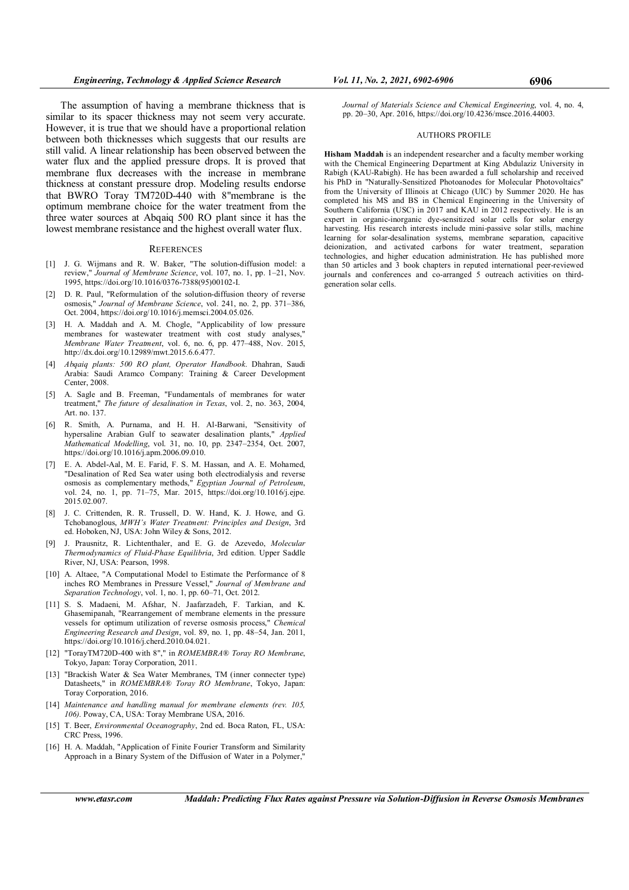The assumption of having a membrane thickness that is similar to its spacer thickness may not seem very accurate. However, it is true that we should have a proportional relation between both thicknesses which suggests that our results are still valid. A linear relationship has been observed between the water flux and the applied pressure drops. It is proved that membrane flux decreases with the increase in membrane thickness at constant pressure drop. Modeling results endorse that BWRO Toray TM720D-440 with 8"membrane is the optimum membrane choice for the water treatment from the three water sources at Abqaiq 500 RO plant since it has the lowest membrane resistance and the highest overall water flux.

## REFERENCES

[1] J. G. Wijmans and R. W. Baker, "The solution-diffusion model: a review," *Journal of Membrane Science*, vol. 107, no. 1, pp. 1–21, Nov. 1995, https://doi.org/10.1016/0376-7388(95)00102-I.

[2] D. R. Paul, "Reformulation of the solution-diffusion theory of reverse osmosis," *Journal of Membrane Science*, vol. 241, no. 2, pp. 371–386, Oct. 2004, https://doi.org/10.1016/j.memsci.2004.05.026.

[3] H. A. Maddah and A. M. Chogle, "Applicability of low pressure membranes for wastewater treatment with cost study analyses," *Membrane Water Treatment*, vol. 6, no. 6, pp. 477–488, Nov. 2015, http://dx.doi.org/10.12989/mwt.2015.6.6.477.

[4] *Abqaiq plants: 500 RO plant, Operator Handbook*. Dhahran, Saudi Arabia: Saudi Aramco Company: Training & Career Development Center, 2008.

[5] A. Sagle and B. Freeman, "Fundamentals of membranes for water treatment," *The future of desalination in Texas*, vol. 2, no. 363, 2004, Art. no. 137.

[6] R. Smith, A. Purnama, and H. H. Al-Barwani, "Sensitivity of hypersaline Arabian Gulf to seawater desalination plants," *Applied Mathematical Modelling*, vol. 31, no. 10, pp. 2347–2354, Oct. 2007, https://doi.org/10.1016/j.apm.2006.09.010.

[7] E. A. Abdel-Aal, M. E. Farid, F. S. M. Hassan, and A. E. Mohamed, "Desalination of Red Sea water using both electrodialysis and reverse osmosis as complementary methods," *Egyptian Journal of Petroleum*, vol. 24, no. 1, pp. 71–75, Mar. 2015, https://doi.org/10.1016/j.ejpe.2015.02.007.

[8] J. C. Crittenden, R. R. Trussell, D. W. Hand, K. J. Howe, and G. Tchobanoglous, *MWH's Water Treatment: Principles and Design*, 3rd ed. Hoboken, NJ, USA: John Wiley & Sons, 2012.

[9] J. Prausnitz, R. Lichtenthaler, and E. G. de Azevedo, *Molecular Thermodynamics of Fluid-Phase Equilibria*, 3rd edition. Upper Saddle River, NJ, USA: Pearson, 1998.

[10] A. Altaee, "A Computational Model to Estimate the Performance of 8 inches RO Membranes in Pressure Vessel," *Journal of Membrane and Separation Technology*, vol. 1, no. 1, pp. 60–71, Oct. 2012.

[11] S. S. Madaeni, M. Afshar, N. Jaafarzadeh, F. Tarkian, and K. Ghasemipanah, "Rearrangement of membrane elements in the pressure vessels for optimum utilization of reverse osmosis process," *Chemical Engineering Research and Design*, vol. 89, no. 1, pp. 48–54, Jan. 2011, https://doi.org/10.1016/j.cherd.2010.04.021.

[12] "TorayTM720D-400 with 8"," in *ROMEMBRA® Toray RO Membrane*, Tokyo, Japan: Toray Corporation, 2011.

[13] "Brackish Water & Sea Water Membranes, TM (inner connecter type) Datasheets," in *ROMEMBRA® Toray RO Membrane*, Tokyo, Japan: Toray Corporation, 2016.

[14] *Maintenance and handling manual for membrane elements (rev. 105, 106)*. Poway, CA, USA: Toray Membrane USA, 2016.

[15] T. Beer, *Environmental Oceanography*, 2nd ed. Boca Raton, FL, USA: CRC Press, 1996.

[16] H. A. Maddah, "Application of Finite Fourier Transform and Similarity Approach in a Binary System of the Diffusion of Water in a Polymer," *Journal of Materials Science and Chemical Engineering*, vol. 4, no. 4, pp. 20–30, Apr. 2016, https://doi.org/10.4236/msce.2016.44003.

## AUTHORS PROFILE

**Hisham Maddah** is an independent researcher and a faculty member working with the Chemical Engineering Department at King Abdulaziz University in Rabigh (KAU-Rabigh). He has been awarded a full scholarship and received his PhD in "Naturally-Sensitized Photoanodes for Molecular Photovoltaics" from the University of Illinois at Chicago (UIC) by Summer 2020. He has completed his MS and BS in Chemical Engineering in the University of Southern California (USC) in 2017 and KAU in 2012 respectively. He is an expert in organic-inorganic dye-sensitized solar cells for solar energy harvesting. His research interests include mini-passive solar stills, machine learning for solar-desalination systems, membrane separation, capacitive deionization, and activated carbons for water treatment, separation technologies, and higher education administration. He has published more than 50 articles and 3 book chapters in reputed international peer-reviewed journals and conferences and co-arranged 5 outreach activities on third-generation solar cells.